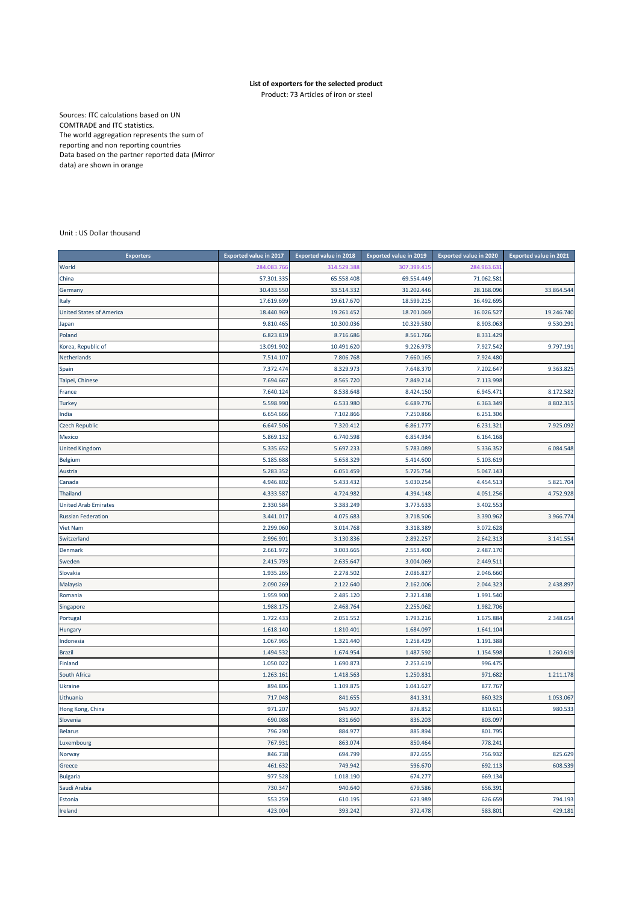**List of exporters for the selected product**

Product: 73 Articles of iron or steel

Sources: ITC calculations based on UN COMTRADE and ITC statistics.
The world aggregation represents the sum of reporting and non reporting countries
Data based on the partner reported data (Mirror data) are shown in orange

Unit : US Dollar thousand

| Exporters | Exported value in 2017 | Exported value in 2018 | Exported value in 2019 | Exported value in 2020 | Exported value in 2021 |
|---|---|---|---|---|---|
| World | 284.083.766 | 314.529.388 | 307.399.415 | 284.963.631 | |
| China | 57.301.335 | 65.558.408 | 69.554.449 | 71.062.581 | |
| Germany | 30.433.550 | 33.514.332 | 31.202.446 | 28.168.096 | 33.864.544 |
| Italy | 17.619.699 | 19.617.670 | 18.599.215 | 16.492.695 | |
| United States of America | 18.440.969 | 19.261.452 | 18.701.069 | 16.026.527 | 19.246.740 |
| Japan | 9.810.465 | 10.300.036 | 10.329.580 | 8.903.063 | 9.530.291 |
| Poland | 6.823.819 | 8.716.686 | 8.561.766 | 8.331.429 | |
| Korea, Republic of | 13.091.902 | 10.491.620 | 9.226.973 | 7.927.542 | 9.797.191 |
| Netherlands | 7.514.107 | 7.806.768 | 7.660.165 | 7.924.480 | |
| Spain | 7.372.474 | 8.329.973 | 7.648.370 | 7.202.647 | 9.363.825 |
| Taipei, Chinese | 7.694.667 | 8.565.720 | 7.849.214 | 7.113.998 | |
| France | 7.640.124 | 8.538.648 | 8.424.150 | 6.945.471 | 8.172.582 |
| Turkey | 5.598.990 | 6.533.980 | 6.689.776 | 6.363.349 | 8.802.315 |
| India | 6.654.666 | 7.102.866 | 7.250.866 | 6.251.306 | |
| Czech Republic | 6.647.506 | 7.320.412 | 6.861.777 | 6.231.321 | 7.925.092 |
| Mexico | 5.869.132 | 6.740.598 | 6.854.934 | 6.164.168 | |
| United Kingdom | 5.335.652 | 5.697.233 | 5.783.089 | 5.336.352 | 6.084.548 |
| Belgium | 5.185.688 | 5.658.329 | 5.414.600 | 5.103.619 | |
| Austria | 5.283.352 | 6.051.459 | 5.725.754 | 5.047.143 | |
| Canada | 4.946.802 | 5.433.432 | 5.030.254 | 4.454.513 | 5.821.704 |
| Thailand | 4.333.587 | 4.724.982 | 4.394.148 | 4.051.256 | 4.752.928 |
| United Arab Emirates | 2.330.584 | 3.383.249 | 3.773.633 | 3.402.553 | |
| Russian Federation | 3.441.017 | 4.075.683 | 3.718.506 | 3.390.962 | 3.966.774 |
| Viet Nam | 2.299.060 | 3.014.768 | 3.318.389 | 3.072.628 | |
| Switzerland | 2.996.901 | 3.130.836 | 2.892.257 | 2.642.313 | 3.141.554 |
| Denmark | 2.661.972 | 3.003.665 | 2.553.400 | 2.487.170 | |
| Sweden | 2.415.793 | 2.635.647 | 3.004.069 | 2.449.511 | |
| Slovakia | 1.935.265 | 2.278.502 | 2.086.827 | 2.046.660 | |
| Malaysia | 2.090.269 | 2.122.640 | 2.162.006 | 2.044.323 | 2.438.897 |
| Romania | 1.959.900 | 2.485.120 | 2.321.438 | 1.991.540 | |
| Singapore | 1.988.175 | 2.468.764 | 2.255.062 | 1.982.706 | |
| Portugal | 1.722.433 | 2.051.552 | 1.793.216 | 1.675.884 | 2.348.654 |
| Hungary | 1.618.140 | 1.810.401 | 1.684.097 | 1.641.104 | |
| Indonesia | 1.067.965 | 1.321.440 | 1.258.429 | 1.191.388 | |
| Brazil | 1.494.532 | 1.674.954 | 1.487.592 | 1.154.598 | 1.260.619 |
| Finland | 1.050.022 | 1.690.873 | 2.253.619 | 996.475 | |
| South Africa | 1.263.161 | 1.418.563 | 1.250.831 | 971.682 | 1.211.178 |
| Ukraine | 894.806 | 1.109.875 | 1.041.627 | 877.767 | |
| Lithuania | 717.048 | 841.655 | 841.331 | 860.323 | 1.053.067 |
| Hong Kong, China | 971.207 | 945.907 | 878.852 | 810.611 | 980.533 |
| Slovenia | 690.088 | 831.660 | 836.203 | 803.097 | |
| Belarus | 796.290 | 884.977 | 885.894 | 801.795 | |
| Luxembourg | 767.931 | 863.074 | 850.464 | 778.241 | |
| Norway | 846.738 | 694.799 | 872.655 | 756.932 | 825.629 |
| Greece | 461.632 | 749.942 | 596.670 | 692.113 | 608.539 |
| Bulgaria | 977.528 | 1.018.190 | 674.277 | 669.134 | |
| Saudi Arabia | 730.347 | 940.640 | 679.586 | 656.391 | |
| Estonia | 553.259 | 610.195 | 623.989 | 626.659 | 794.193 |
| Ireland | 423.004 | 393.242 | 372.478 | 583.801 | 429.181 |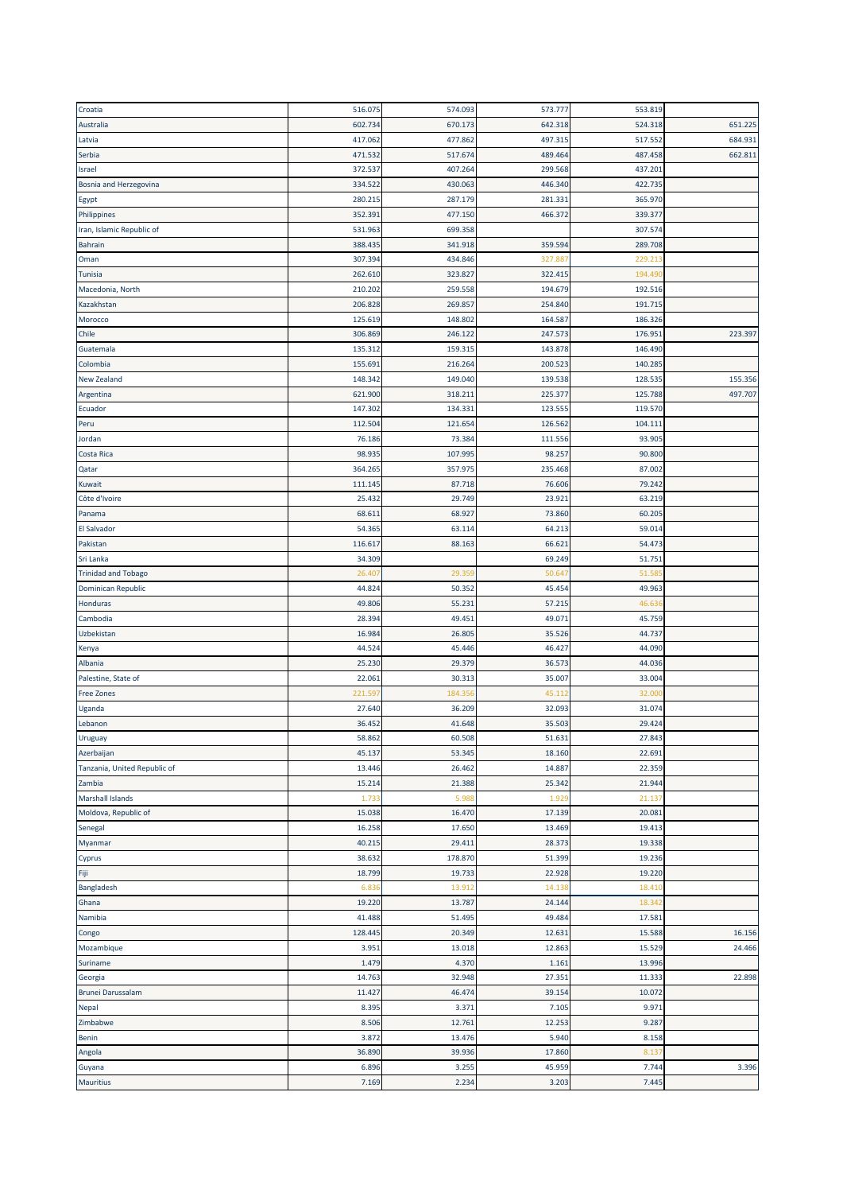| | | | | | |
|---|---|---|---|---|---|
| Croatia | 516.075 | 574.093 | 573.777 | 553.819 | |
| Australia | 602.734 | 670.173 | 642.318 | 524.318 | 651.225 |
| Latvia | 417.062 | 477.862 | 497.315 | 517.552 | 684.931 |
| Serbia | 471.532 | 517.674 | 489.464 | 487.458 | 662.811 |
| Israel | 372.537 | 407.264 | 299.568 | 437.201 | |
| Bosnia and Herzegovina | 334.522 | 430.063 | 446.340 | 422.735 | |
| Egypt | 280.215 | 287.179 | 281.331 | 365.970 | |
| Philippines | 352.391 | 477.150 | 466.372 | 339.377 | |
| Iran, Islamic Republic of | 531.963 | 699.358 | | 307.574 | |
| Bahrain | 388.435 | 341.918 | 359.594 | 289.708 | |
| Oman | 307.394 | 434.846 | 327.887 | 229.213 | |
| Tunisia | 262.610 | 323.827 | 322.415 | 194.490 | |
| Macedonia, North | 210.202 | 259.558 | 194.679 | 192.516 | |
| Kazakhstan | 206.828 | 269.857 | 254.840 | 191.715 | |
| Morocco | 125.619 | 148.802 | 164.587 | 186.326 | |
| Chile | 306.869 | 246.122 | 247.573 | 176.951 | 223.397 |
| Guatemala | 135.312 | 159.315 | 143.878 | 146.490 | |
| Colombia | 155.691 | 216.264 | 200.523 | 140.285 | |
| New Zealand | 148.342 | 149.040 | 139.538 | 128.535 | 155.356 |
| Argentina | 621.900 | 318.211 | 225.377 | 125.788 | 497.707 |
| Ecuador | 147.302 | 134.331 | 123.555 | 119.570 | |
| Peru | 112.504 | 121.654 | 126.562 | 104.111 | |
| Jordan | 76.186 | 73.384 | 111.556 | 93.905 | |
| Costa Rica | 98.935 | 107.995 | 98.257 | 90.800 | |
| Qatar | 364.265 | 357.975 | 235.468 | 87.002 | |
| Kuwait | 111.145 | 87.718 | 76.606 | 79.242 | |
| Côte d'Ivoire | 25.432 | 29.749 | 23.921 | 63.219 | |
| Panama | 68.611 | 68.927 | 73.860 | 60.205 | |
| El Salvador | 54.365 | 63.114 | 64.213 | 59.014 | |
| Pakistan | 116.617 | 88.163 | 66.621 | 54.473 | |
| Sri Lanka | 34.309 | | 69.249 | 51.751 | |
| Trinidad and Tobago | 26.407 | 29.359 | 50.647 | 51.585 | |
| Dominican Republic | 44.824 | 50.352 | 45.454 | 49.963 | |
| Honduras | 49.806 | 55.231 | 57.215 | 46.636 | |
| Cambodia | 28.394 | 49.451 | 49.071 | 45.759 | |
| Uzbekistan | 16.984 | 26.805 | 35.526 | 44.737 | |
| Kenya | 44.524 | 45.446 | 46.427 | 44.090 | |
| Albania | 25.230 | 29.379 | 36.573 | 44.036 | |
| Palestine, State of | 22.061 | 30.313 | 35.007 | 33.004 | |
| Free Zones | 221.597 | 184.356 | 45.112 | 32.000 | |
| Uganda | 27.640 | 36.209 | 32.093 | 31.074 | |
| Lebanon | 36.452 | 41.648 | 35.503 | 29.424 | |
| Uruguay | 58.862 | 60.508 | 51.631 | 27.843 | |
| Azerbaijan | 45.137 | 53.345 | 18.160 | 22.691 | |
| Tanzania, United Republic of | 13.446 | 26.462 | 14.887 | 22.359 | |
| Zambia | 15.214 | 21.388 | 25.342 | 21.944 | |
| Marshall Islands | 1.733 | 5.988 | 1.929 | 21.137 | |
| Moldova, Republic of | 15.038 | 16.470 | 17.139 | 20.081 | |
| Senegal | 16.258 | 17.650 | 13.469 | 19.413 | |
| Myanmar | 40.215 | 29.411 | 28.373 | 19.338 | |
| Cyprus | 38.632 | 178.870 | 51.399 | 19.236 | |
| Fiji | 18.799 | 19.733 | 22.928 | 19.220 | |
| Bangladesh | 6.836 | 13.912 | 14.138 | 18.410 | |
| Ghana | 19.220 | 13.787 | 24.144 | 18.342 | |
| Namibia | 41.488 | 51.495 | 49.484 | 17.581 | |
| Congo | 128.445 | 20.349 | 12.631 | 15.588 | 16.156 |
| Mozambique | 3.951 | 13.018 | 12.863 | 15.529 | 24.466 |
| Suriname | 1.479 | 4.370 | 1.161 | 13.996 | |
| Georgia | 14.763 | 32.948 | 27.351 | 11.333 | 22.898 |
| Brunei Darussalam | 11.427 | 46.474 | 39.154 | 10.072 | |
| Nepal | 8.395 | 3.371 | 7.105 | 9.971 | |
| Zimbabwe | 8.506 | 12.761 | 12.253 | 9.287 | |
| Benin | 3.872 | 13.476 | 5.940 | 8.158 | |
| Angola | 36.890 | 39.936 | 17.860 | 8.137 | |
| Guyana | 6.896 | 3.255 | 45.959 | 7.744 | 3.396 |
| Mauritius | 7.169 | 2.234 | 3.203 | 7.445 | |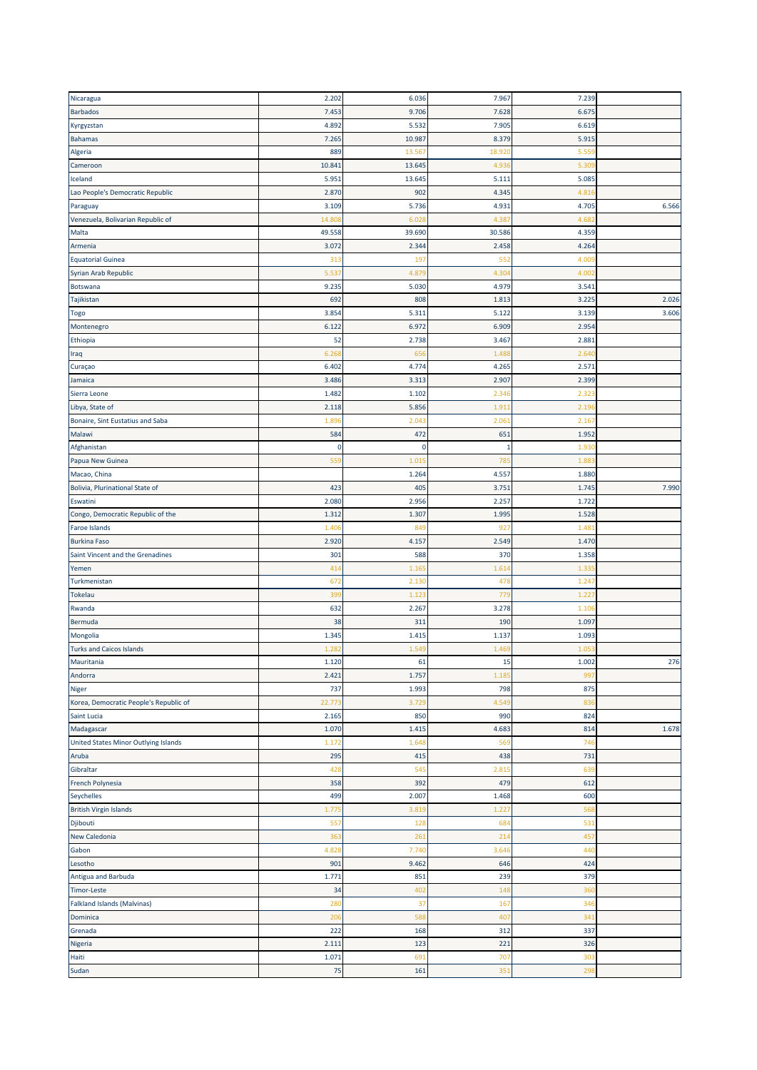| | | | | | |
|---|---|---|---|---|---|
| Nicaragua | 2.202 | 6.036 | 7.967 | 7.239 | |
| Barbados | 7.453 | 9.706 | 7.628 | 6.675 | |
| Kyrgyzstan | 4.892 | 5.532 | 7.905 | 6.619 | |
| Bahamas | 7.265 | 10.987 | 8.379 | 5.915 | |
| Algeria | 889 | 13.567 | 18.920 | 5.559 | |
| Cameroon | 10.841 | 13.645 | 4.936 | 5.309 | |
| Iceland | 5.951 | 13.645 | 5.111 | 5.085 | |
| Lao People's Democratic Republic | 2.870 | 902 | 4.345 | 4.816 | |
| Paraguay | 3.109 | 5.736 | 4.931 | 4.705 | 6.566 |
| Venezuela, Bolivarian Republic of | 14.808 | 6.028 | 4.387 | 4.682 | |
| Malta | 49.558 | 39.690 | 30.586 | 4.359 | |
| Armenia | 3.072 | 2.344 | 2.458 | 4.264 | |
| Equatorial Guinea | 313 | 197 | 552 | 4.009 | |
| Syrian Arab Republic | 5.537 | 4.879 | 4.304 | 4.002 | |
| Botswana | 9.235 | 5.030 | 4.979 | 3.541 | |
| Tajikistan | 692 | 808 | 1.813 | 3.225 | 2.026 |
| Togo | 3.854 | 5.311 | 5.122 | 3.139 | 3.606 |
| Montenegro | 6.122 | 6.972 | 6.909 | 2.954 | |
| Ethiopia | 52 | 2.738 | 3.467 | 2.881 | |
| Iraq | 6.268 | 656 | 1.488 | 2.640 | |
| Curaçao | 6.402 | 4.774 | 4.265 | 2.571 | |
| Jamaica | 3.486 | 3.313 | 2.907 | 2.399 | |
| Sierra Leone | 1.482 | 1.102 | 2.346 | 2.323 | |
| Libya, State of | 2.118 | 5.856 | 1.911 | 2.196 | |
| Bonaire, Sint Eustatius and Saba | 1.896 | 2.043 | 2.061 | 2.167 | |
| Malawi | 584 | 472 | 651 | 1.952 | |
| Afghanistan | 0 | 0 | 1 | 1.930 | |
| Papua New Guinea | 559 | 1.015 | 785 | 1.883 | |
| Macao, China | | 1.264 | 4.557 | 1.880 | |
| Bolivia, Plurinational State of | 423 | 405 | 3.751 | 1.745 | 7.990 |
| Eswatini | 2.080 | 2.956 | 2.257 | 1.722 | |
| Congo, Democratic Republic of the | 1.312 | 1.307 | 1.995 | 1.528 | |
| Faroe Islands | 1.406 | 849 | 927 | 1.481 | |
| Burkina Faso | 2.920 | 4.157 | 2.549 | 1.470 | |
| Saint Vincent and the Grenadines | 301 | 588 | 370 | 1.358 | |
| Yemen | 414 | 1.165 | 1.614 | 1.335 | |
| Turkmenistan | 672 | 2.130 | 478 | 1.247 | |
| Tokelau | 399 | 1.123 | 779 | 1.227 | |
| Rwanda | 632 | 2.267 | 3.278 | 1.106 | |
| Bermuda | 38 | 311 | 190 | 1.097 | |
| Mongolia | 1.345 | 1.415 | 1.137 | 1.093 | |
| Turks and Caicos Islands | 1.282 | 1.549 | 1.469 | 1.053 | |
| Mauritania | 1.120 | 61 | 15 | 1.002 | 276 |
| Andorra | 2.421 | 1.757 | 1.185 | 997 | |
| Niger | 737 | 1.993 | 798 | 875 | |
| Korea, Democratic People's Republic of | 22.773 | 3.729 | 4.549 | 836 | |
| Saint Lucia | 2.165 | 850 | 990 | 824 | |
| Madagascar | 1.070 | 1.415 | 4.683 | 814 | 1.678 |
| United States Minor Outlying Islands | 1.172 | 1.648 | 569 | 746 | |
| Aruba | 295 | 415 | 438 | 731 | |
| Gibraltar | 428 | 545 | 2.815 | 639 | |
| French Polynesia | 358 | 392 | 479 | 612 | |
| Seychelles | 499 | 2.007 | 1.468 | 600 | |
| British Virgin Islands | 1.775 | 3.819 | 1.227 | 568 | |
| Djibouti | 557 | 128 | 684 | 531 | |
| New Caledonia | 363 | 261 | 214 | 457 | |
| Gabon | 4.828 | 7.740 | 3.646 | 440 | |
| Lesotho | 901 | 9.462 | 646 | 424 | |
| Antigua and Barbuda | 1.771 | 851 | 239 | 379 | |
| Timor-Leste | 34 | 402 | 148 | 360 | |
| Falkland Islands (Malvinas) | 280 | 37 | 167 | 346 | |
| Dominica | 206 | 588 | 407 | 341 | |
| Grenada | 222 | 168 | 312 | 337 | |
| Nigeria | 2.111 | 123 | 221 | 326 | |
| Haiti | 1.071 | 691 | 707 | 303 | |
| Sudan | 75 | 161 | 351 | 298 | |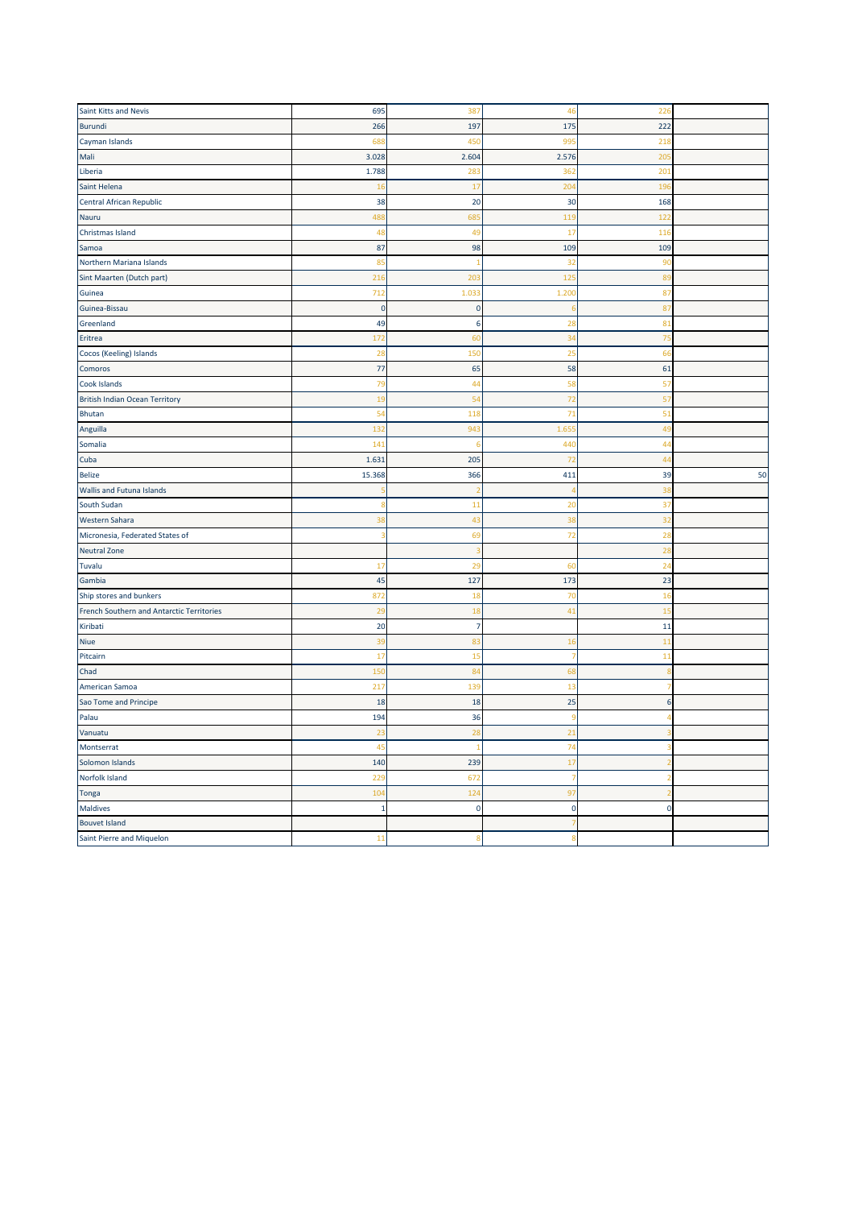| | | | | | |
|---|---|---|---|---|---|
| Saint Kitts and Nevis | 695 | 387 | 46 | 226 | |
| Burundi | 266 | 197 | 175 | 222 | |
| Cayman Islands | 688 | 450 | 995 | 218 | |
| Mali | 3.028 | 2.604 | 2.576 | 205 | |
| Liberia | 1.788 | 283 | 362 | 201 | |
| Saint Helena | 16 | 17 | 204 | 196 | |
| Central African Republic | 38 | 20 | 30 | 168 | |
| Nauru | 488 | 685 | 119 | 122 | |
| Christmas Island | 48 | 49 | 17 | 116 | |
| Samoa | 87 | 98 | 109 | 109 | |
| Northern Mariana Islands | 85 | 1 | 32 | 90 | |
| Sint Maarten (Dutch part) | 216 | 203 | 125 | 89 | |
| Guinea | 712 | 1.033 | 1.200 | 87 | |
| Guinea-Bissau | 0 | 0 | 6 | 87 | |
| Greenland | 49 | 6 | 28 | 81 | |
| Eritrea | 172 | 60 | 34 | 75 | |
| Cocos (Keeling) Islands | 28 | 150 | 25 | 66 | |
| Comoros | 77 | 65 | 58 | 61 | |
| Cook Islands | 79 | 44 | 58 | 57 | |
| British Indian Ocean Territory | 19 | 54 | 72 | 57 | |
| Bhutan | 54 | 118 | 71 | 51 | |
| Anguilla | 132 | 943 | 1.655 | 49 | |
| Somalia | 141 | 6 | 440 | 44 | |
| Cuba | 1.631 | 205 | 72 | 44 | |
| Belize | 15.368 | 366 | 411 | 39 | 50 |
| Wallis and Futuna Islands | 5 | 2 | 4 | 38 | |
| South Sudan | 8 | 11 | 20 | 37 | |
| Western Sahara | 38 | 43 | 38 | 32 | |
| Micronesia, Federated States of | 3 | 69 | 72 | 28 | |
| Neutral Zone | | 3 | | 28 | |
| Tuvalu | 17 | 29 | 60 | 24 | |
| Gambia | 45 | 127 | 173 | 23 | |
| Ship stores and bunkers | 872 | 18 | 70 | 16 | |
| French Southern and Antarctic Territories | 29 | 18 | 41 | 15 | |
| Kiribati | 20 | 7 | | 11 | |
| Niue | 39 | 83 | 16 | 11 | |
| Pitcairn | 17 | 15 | 7 | 11 | |
| Chad | 150 | 84 | 68 | 8 | |
| American Samoa | 217 | 139 | 13 | 7 | |
| Sao Tome and Principe | 18 | 18 | 25 | 6 | |
| Palau | 194 | 36 | 9 | 4 | |
| Vanuatu | 23 | 28 | 21 | 3 | |
| Montserrat | 45 | 1 | 74 | 3 | |
| Solomon Islands | 140 | 239 | 17 | 2 | |
| Norfolk Island | 229 | 672 | 7 | 2 | |
| Tonga | 104 | 124 | 97 | 2 | |
| Maldives | 1 | 0 | 0 | 0 | |
| Bouvet Island | | | 7 | | |
| Saint Pierre and Miquelon | 11 | 8 | 8 | | |